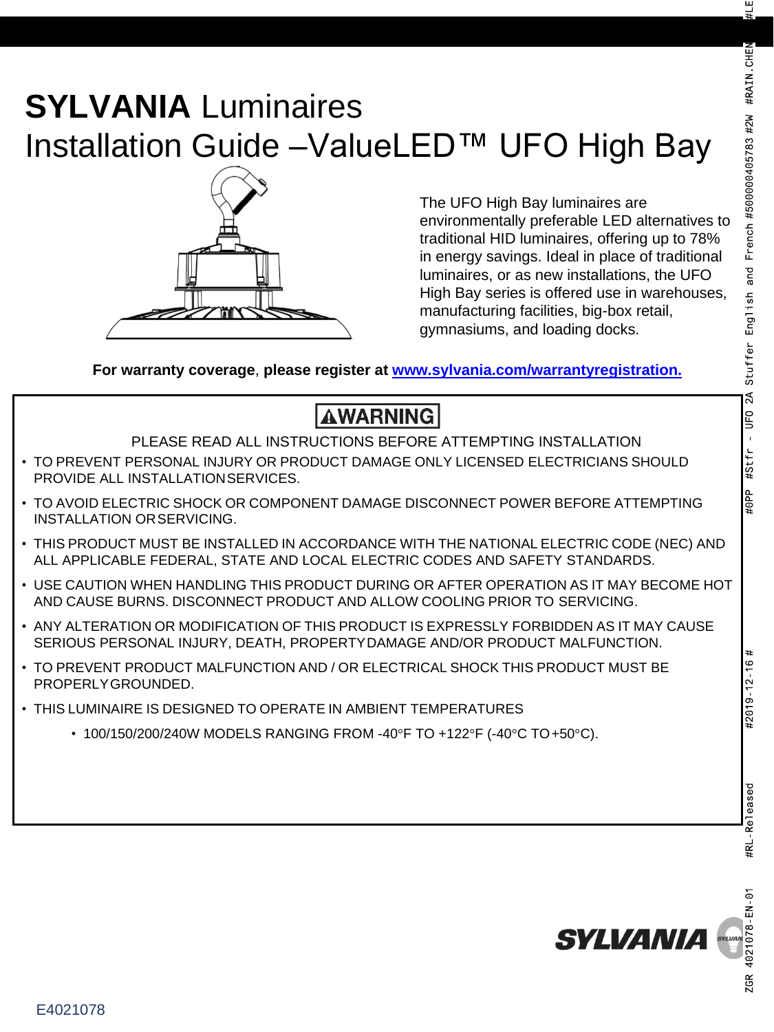# **SYLVANIA** Luminaires

# Installation Guide –ValueLED™ UFO High Bay

The UFO High Bay luminaires are environmentally preferable LED alternatives to traditional HID luminaires, offering up to 78% in energy savings. Ideal in place of traditional luminaires, or as new installations, the UFO High Bay series is offered use in warehouses, manufacturing facilities, big-box retail, gymnasiums, and loading docks.

**For warranty coverage**, **please register at [www.sylvania.com/warrantyregistration.](http://www.sylvania.com/warrantyregistration)**

## ⚠WARNING

PLEASE READ ALL INSTRUCTIONS BEFORE ATTEMPTING INSTALLATION

- TO PREVENT PERSONAL INJURY OR PRODUCT DAMAGE ONLY LICENSED ELECTRICIANS SHOULD PROVIDE ALL INSTALLATION SERVICES.
- TO AVOID ELECTRIC SHOCK OR COMPONENT DAMAGE DISCONNECT POWER BEFORE ATTEMPTING INSTALLATION OR SERVICING.
- THIS PRODUCT MUST BE INSTALLED IN ACCORDANCE WITH THE NATIONAL ELECTRIC CODE (NEC) AND ALL APPLICABLE FEDERAL, STATE AND LOCAL ELECTRIC CODES AND SAFETY STANDARDS.
- USE CAUTION WHEN HANDLING THIS PRODUCT DURING OR AFTER OPERATION AS IT MAY BECOME HOT AND CAUSE BURNS. DISCONNECT PRODUCT AND ALLOW COOLING PRIOR TO SERVICING.
- ANY ALTERATION OR MODIFICATION OF THIS PRODUCT IS EXPRESSLY FORBIDDEN AS IT MAY CAUSE SERIOUS PERSONAL INJURY, DEATH, PROPERTY DAMAGE AND/OR PRODUCT MALFUNCTION.
- TO PREVENT PRODUCT MALFUNCTION AND / OR ELECTRICAL SHOCK THIS PRODUCT MUST BE PROPERLY GROUNDED.
- THIS LUMINAIRE IS DESIGNED TO OPERATE IN AMBIENT TEMPERATURES
  - 100/150/200/240W MODELS RANGING FROM -40°F TO +122°F (-40°C TO +50°C).

E4021078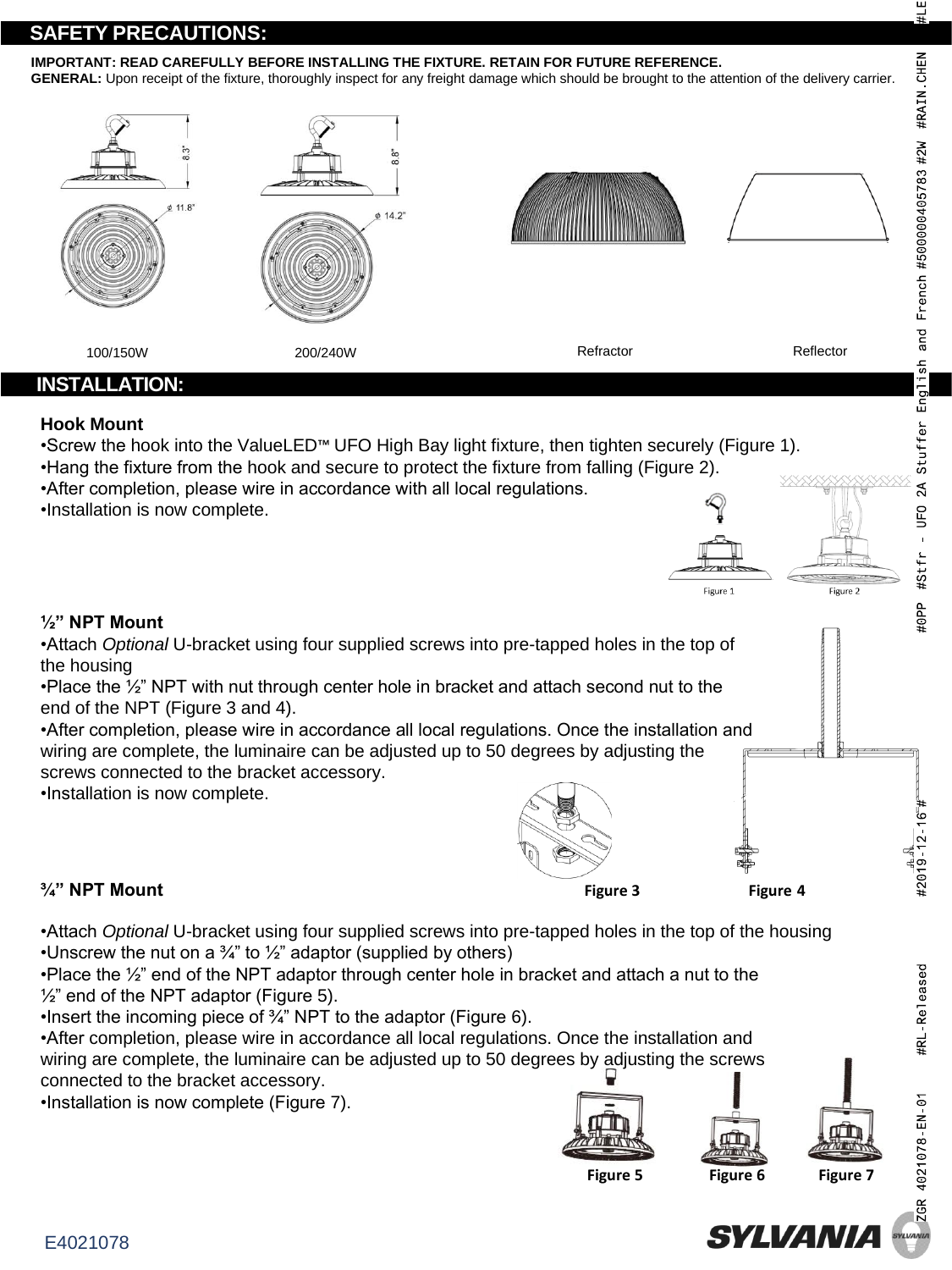## SAFETY PRECAUTIONS:

**IMPORTANT: READ CAREFULLY BEFORE INSTALLING THE FIXTURE. RETAIN FOR FUTURE REFERENCE.**
**GENERAL:** Upon receipt of the fixture, thoroughly inspect for any freight damage which should be brought to the attention of the delivery carrier.

8.3" ⌀ 11.8" 100/150W

8.8" ⌀ 14.2" 200/240W

Refractor

Reflector

## INSTALLATION:

**Hook Mount**

- Screw the hook into the ValueLED™ UFO High Bay light fixture, then tighten securely (Figure 1).
- Hang the fixture from the hook and secure to protect the fixture from falling (Figure 2).
- After completion, please wire in accordance with all local regulations.
- Installation is now complete.

Figure 1 Figure 2

**½" NPT Mount**

- Attach *Optional* U-bracket using four supplied screws into pre-tapped holes in the top of the housing
- Place the ½" NPT with nut through center hole in bracket and attach second nut to the end of the NPT (Figure 3 and 4).
- After completion, please wire in accordance all local regulations. Once the installation and wiring are complete, the luminaire can be adjusted up to 50 degrees by adjusting the screws connected to the bracket accessory.
- Installation is now complete.

Figure 3 Figure 4

**¾" NPT Mount**

- Attach *Optional* U-bracket using four supplied screws into pre-tapped holes in the top of the housing
- Unscrew the nut on a ¾" to ½" adaptor (supplied by others)
- Place the ½" end of the NPT adaptor through center hole in bracket and attach a nut to the ½" end of the NPT adaptor (Figure 5).
- Insert the incoming piece of ¾" NPT to the adaptor (Figure 6).
- After completion, please wire in accordance all local regulations. Once the installation and wiring are complete, the luminaire can be adjusted up to 50 degrees by adjusting the screws connected to the bracket accessory.
- Installation is now complete (Figure 7).

Figure 5 Figure 6 Figure 7

E4021078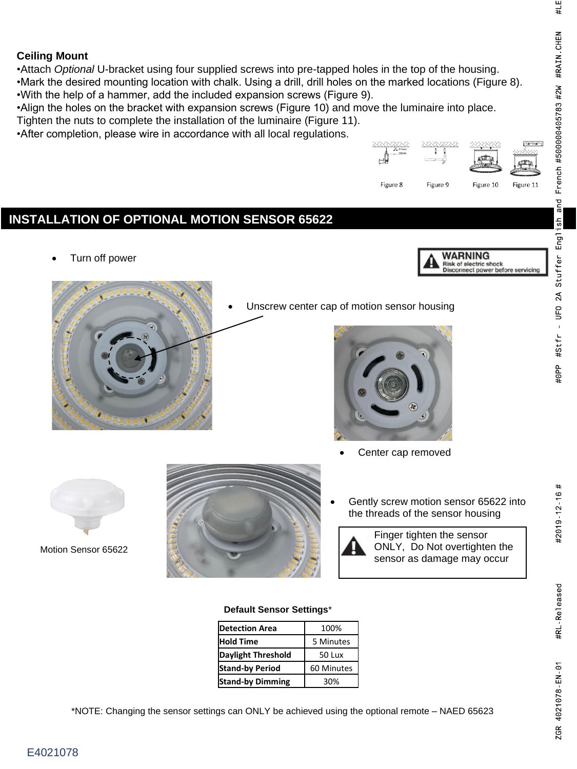**Ceiling Mount**

•Attach *Optional* U-bracket using four supplied screws into pre-tapped holes in the top of the housing.
•Mark the desired mounting location with chalk. Using a drill, drill holes on the marked locations (Figure 8).
•With the help of a hammer, add the included expansion screws (Figure 9).
•Align the holes on the bracket with expansion screws (Figure 10) and move the luminaire into place. Tighten the nuts to complete the installation of the luminaire (Figure 11).
•After completion, please wire in accordance with all local regulations.

Figure 8 Figure 9 Figure 10 Figure 11

## INSTALLATION OF OPTIONAL MOTION SENSOR 65622

- Turn off power

**WARNING**
Risk of electric shock
Disconnect power before servicing

- Unscrew center cap of motion sensor housing

- Center cap removed

- Gently screw motion sensor 65622 into the threads of the sensor housing

Finger tighten the sensor ONLY, Do Not overtighten the sensor as damage may occur

Motion Sensor 65622

**Default Sensor Settings***

| Detection Area | 100% |
|---|---|
| Hold Time | 5 Minutes |
| Daylight Threshold | 50 Lux |
| Stand-by Period | 60 Minutes |
| Stand-by Dimming | 30% |

*NOTE: Changing the sensor settings can ONLY be achieved using the optional remote – NAED 65623

E4021078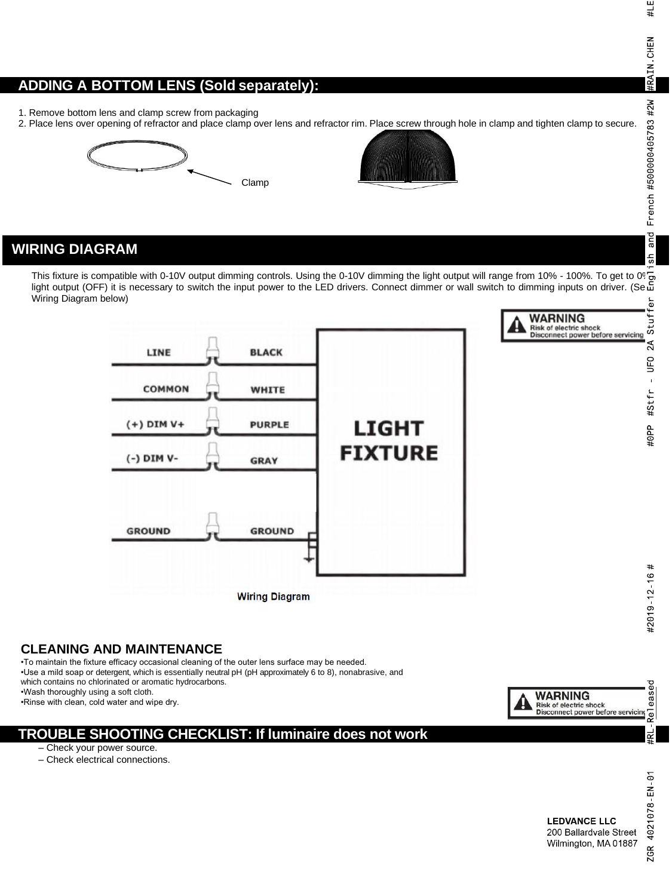## ADDING A BOTTOM LENS (Sold separately):

1. Remove bottom lens and clamp screw from packaging
2. Place lens over opening of refractor and place clamp over lens and refractor rim. Place screw through hole in clamp and tighten clamp to secure.

Clamp

## WIRING DIAGRAM

This fixture is compatible with 0-10V output dimming controls. Using the 0-10V dimming the light output will range from 10% - 100%. To get to 0% light output (OFF) it is necessary to switch the input power to the LED drivers. Connect dimmer or wall switch to dimming inputs on driver. (See Wiring Diagram below)

**WARNING**
Risk of electric shock
Disconnect power before servicing

| | | |
|---|---|---|
| LINE | BLACK | LIGHT FIXTURE |
| COMMON | WHITE | |
| (+) DIM V+ | PURPLE | |
| (-) DIM V- | GRAY | |
| GROUND | GROUND | |

Wiring Diagram

### CLEANING AND MAINTENANCE

- To maintain the fixture efficacy occasional cleaning of the outer lens surface may be needed.
- Use a mild soap or detergent, which is essentially neutral pH (pH approximately 6 to 8), nonabrasive, and which contains no chlorinated or aromatic hydrocarbons.
- Wash thoroughly using a soft cloth.
- Rinse with clean, cold water and wipe dry.

**WARNING**
Risk of electric shock
Disconnect power before servicing

## TROUBLE SHOOTING CHECKLIST: If luminaire does not work

– Check your power source.
– Check electrical connections.

**LEDVANCE LLC**
200 Ballardvale Street
Wilmington, MA 01887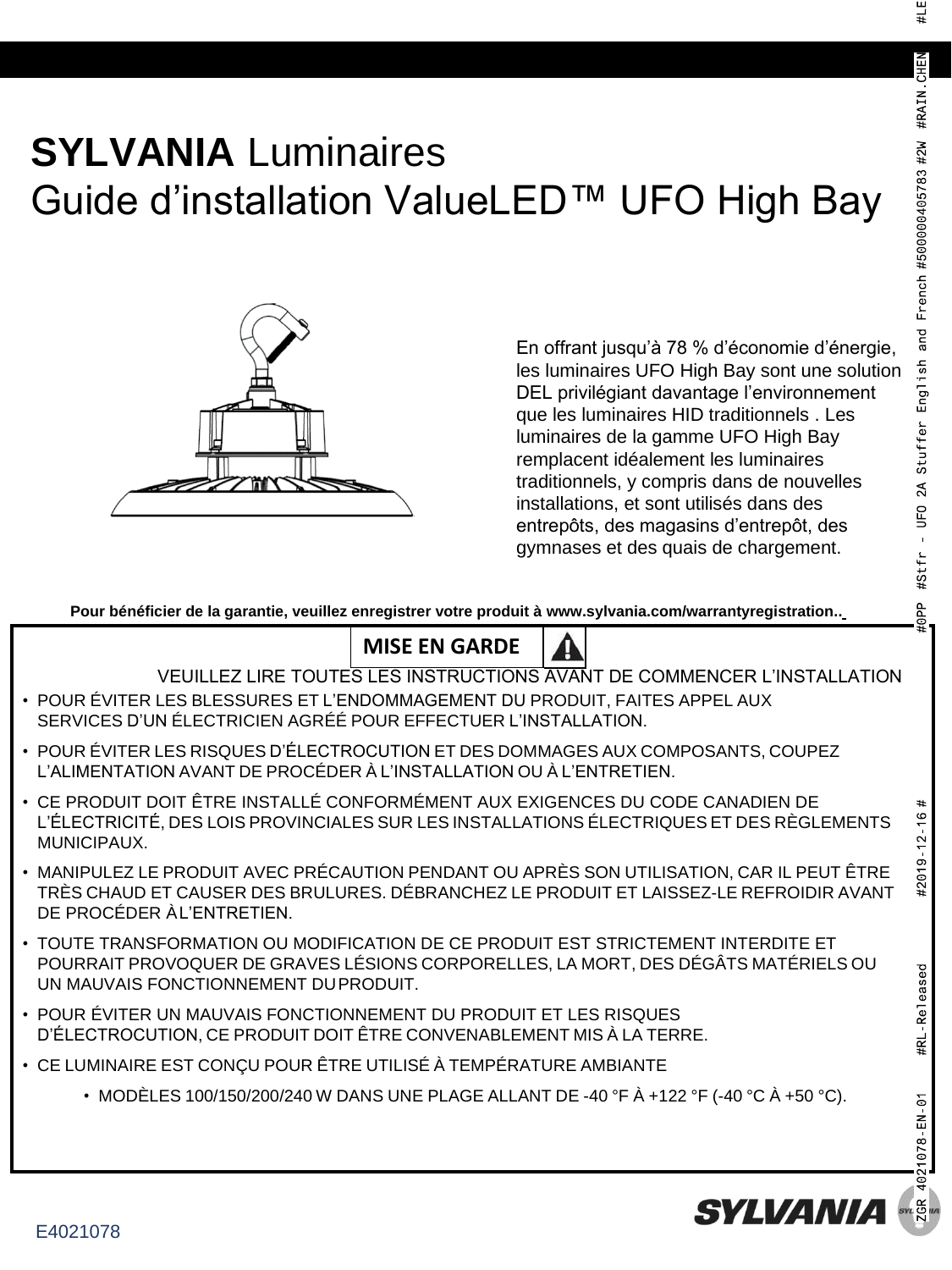# **SYLVANIA** Luminaires
# Guide d'installation ValueLED™ UFO High Bay

En offrant jusqu'à 78 % d'économie d'énergie, les luminaires UFO High Bay sont une solution DEL privilégiant davantage l'environnement que les luminaires HID traditionnels . Les luminaires de la gamme UFO High Bay remplacent idéalement les luminaires traditionnels, y compris dans de nouvelles installations, et sont utilisés dans des entrepôts, des magasins d'entrepôt, des gymnases et des quais de chargement.

**Pour bénéficier de la garantie, veuillez enregistrer votre produit à www.sylvania.com/warrantyregistration..**

## MISE EN GARDE

VEUILLEZ LIRE TOUTES LES INSTRUCTIONS AVANT DE COMMENCER L'INSTALLATION

- POUR ÉVITER LES BLESSURES ET L'ENDOMMAGEMENT DU PRODUIT, FAITES APPEL AUX SERVICES D'UN ÉLECTRICIEN AGRÉÉ POUR EFFECTUER L'INSTALLATION.
- POUR ÉVITER LES RISQUES D'ÉLECTROCUTION ET DES DOMMAGES AUX COMPOSANTS, COUPEZ L'ALIMENTATION AVANT DE PROCÉDER À L'INSTALLATION OU À L'ENTRETIEN.
- CE PRODUIT DOIT ÊTRE INSTALLÉ CONFORMÉMENT AUX EXIGENCES DU CODE CANADIEN DE L'ÉLECTRICITÉ, DES LOIS PROVINCIALES SUR LES INSTALLATIONS ÉLECTRIQUES ET DES RÈGLEMENTS MUNICIPAUX.
- MANIPULEZ LE PRODUIT AVEC PRÉCAUTION PENDANT OU APRÈS SON UTILISATION, CAR IL PEUT ÊTRE TRÈS CHAUD ET CAUSER DES BRULURES. DÉBRANCHEZ LE PRODUIT ET LAISSEZ-LE REFROIDIR AVANT DE PROCÉDER À L'ENTRETIEN.
- TOUTE TRANSFORMATION OU MODIFICATION DE CE PRODUIT EST STRICTEMENT INTERDITE ET POURRAIT PROVOQUER DE GRAVES LÉSIONS CORPORELLES, LA MORT, DES DÉGÂTS MATÉRIELS OU UN MAUVAIS FONCTIONNEMENT DU PRODUIT.
- POUR ÉVITER UN MAUVAIS FONCTIONNEMENT DU PRODUIT ET LES RISQUES D'ÉLECTROCUTION, CE PRODUIT DOIT ÊTRE CONVENABLEMENT MIS À LA TERRE.
- CE LUMINAIRE EST CONÇU POUR ÊTRE UTILISÉ À TEMPÉRATURE AMBIANTE
  - MODÈLES 100/150/200/240 W DANS UNE PLAGE ALLANT DE -40 °F À +122 °F (-40 °C À +50 °C).

E4021078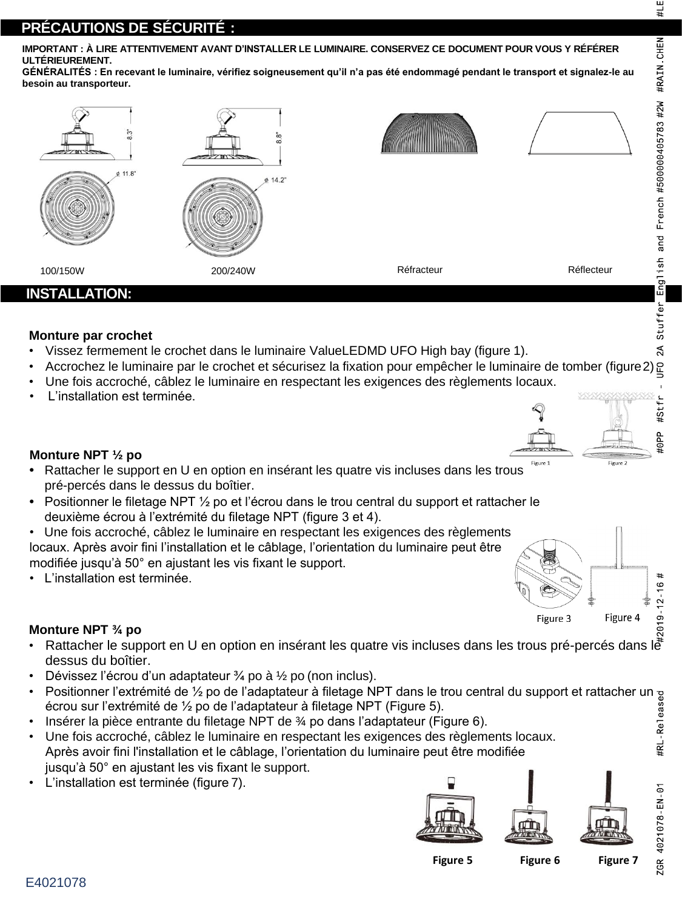## PRÉCAUTIONS DE SÉCURITÉ :

**IMPORTANT : À LIRE ATTENTIVEMENT AVANT D'INSTALLER LE LUMINAIRE. CONSERVEZ CE DOCUMENT POUR VOUS Y RÉFÉRER ULTÉRIEUREMENT.**
**GÉNÉRALITÉS : En recevant le luminaire, vérifiez soigneusement qu'il n'a pas été endommagé pendant le transport et signalez-le au besoin au transporteur.**

8.3" ϕ 11.8" 8.8" ϕ 14.2"

100/150W 200/240W Réfracteur Réflecteur

## INSTALLATION:

**Monture par crochet**

- Vissez fermement le crochet dans le luminaire ValueLEDMD UFO High bay (figure 1).
- Accrochez le luminaire par le crochet et sécurisez la fixation pour empêcher le luminaire de tomber (figure 2)
- Une fois accroché, câblez le luminaire en respectant les exigences des règlements locaux.
- L'installation est terminée.

Figure 1 Figure 2

**Monture NPT ½ po**

- Rattacher le support en U en option en insérant les quatre vis incluses dans les trous pré-percés dans le dessus du boîtier.
- Positionner le filetage NPT ½ po et l'écrou dans le trou central du support et rattacher le deuxième écrou à l'extrémité du filetage NPT (figure 3 et 4).
- Une fois accroché, câblez le luminaire en respectant les exigences des règlements locaux. Après avoir fini l'installation et le câblage, l'orientation du luminaire peut être modifiée jusqu'à 50° en ajustant les vis fixant le support.
- L'installation est terminée.

Figure 3 Figure 4

**Monture NPT ¾ po**

- Rattacher le support en U en option en insérant les quatre vis incluses dans les trous pré-percés dans le dessus du boîtier.
- Dévissez l'écrou d'un adaptateur ¾ po à ½ po (non inclus).
- Positionner l'extrémité de ½ po de l'adaptateur à filetage NPT dans le trou central du support et rattacher un écrou sur l'extrémité de ½ po de l'adaptateur à filetage NPT (Figure 5).
- Insérer la pièce entrante du filetage NPT de ¾ po dans l'adaptateur (Figure 6).
- Une fois accroché, câblez le luminaire en respectant les exigences des règlements locaux. Après avoir fini l'installation et le câblage, l'orientation du luminaire peut être modifiée jusqu'à 50° en ajustant les vis fixant le support.
- L'installation est terminée (figure 7).

**Figure 5** **Figure 6** **Figure 7**

E4021078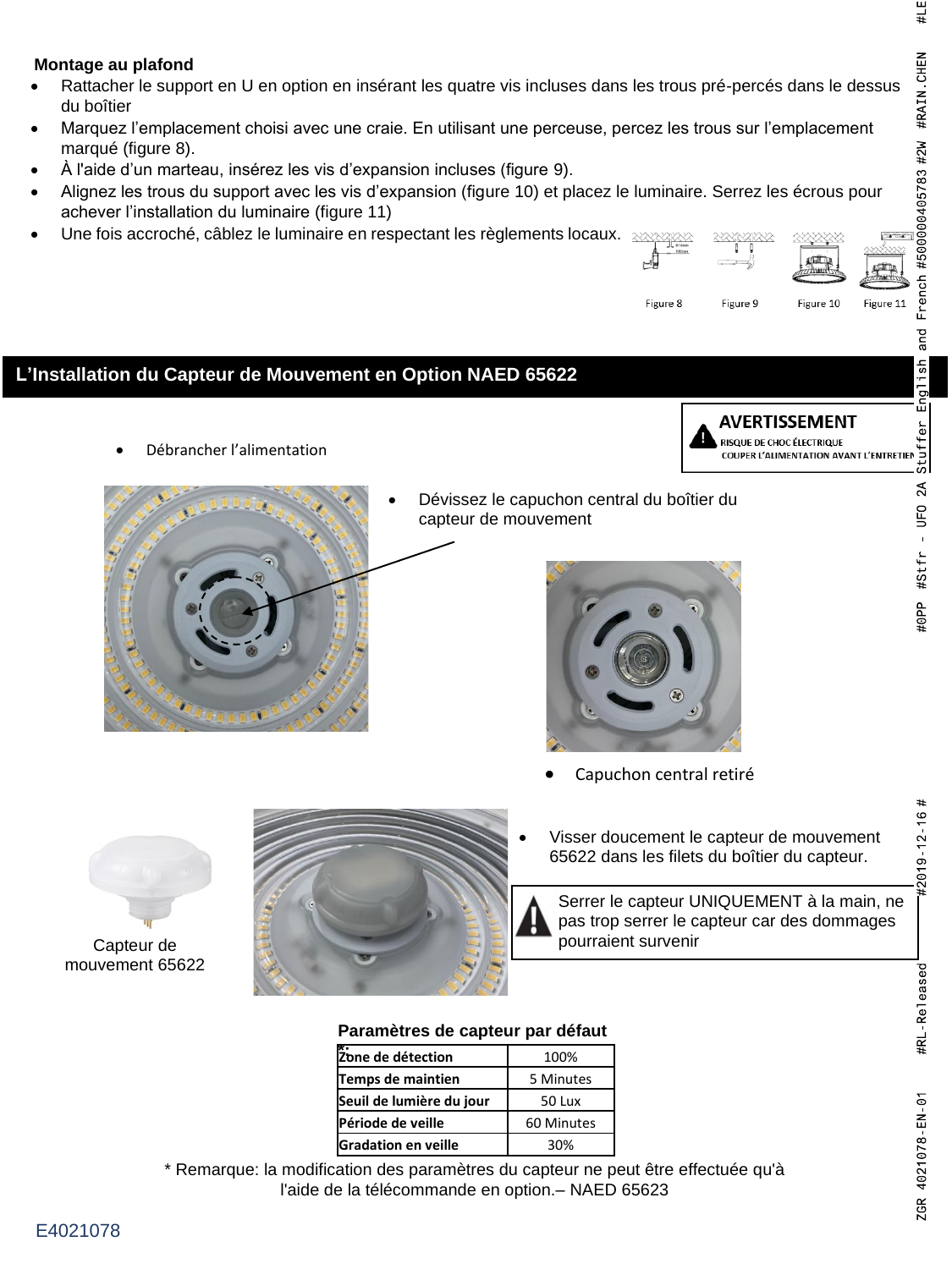**Montage au plafond**

- Rattacher le support en U en option en insérant les quatre vis incluses dans les trous pré-percés dans le dessus du boîtier
- Marquez l'emplacement choisi avec une craie. En utilisant une perceuse, percez les trous sur l'emplacement marqué (figure 8).
- À l'aide d'un marteau, insérez les vis d'expansion incluses (figure 9).
- Alignez les trous du support avec les vis d'expansion (figure 10) et placez le luminaire. Serrez les écrous pour achever l'installation du luminaire (figure 11)
- Une fois accroché, câblez le luminaire en respectant les règlements locaux.

Figure 8 Figure 9 Figure 10 Figure 11

## L'Installation du Capteur de Mouvement en Option NAED 65622

**AVERTISSEMENT**
RISQUE DE CHOC ÉLECTRIQUE
COUPER L'ALIMENTATION AVANT L'ENTRETIEN

- Débrancher l'alimentation
- Dévissez le capuchon central du boîtier du capteur de mouvement
- Capuchon central retiré
- Visser doucement le capteur de mouvement 65622 dans les filets du boîtier du capteur.

Serrer le capteur UNIQUEMENT à la main, ne pas trop serrer le capteur car des dommages pourraient survenir

Capteur de mouvement 65622

**Paramètres de capteur par défaut *:**

| Zone de détection | 100% |
|---|---|
| Temps de maintien | 5 Minutes |
| Seuil de lumière du jour | 50 Lux |
| Période de veille | 60 Minutes |
| Gradation en veille | 30% |

* Remarque: la modification des paramètres du capteur ne peut être effectuée qu'à l'aide de la télécommande en option.– NAED 65623

E4021078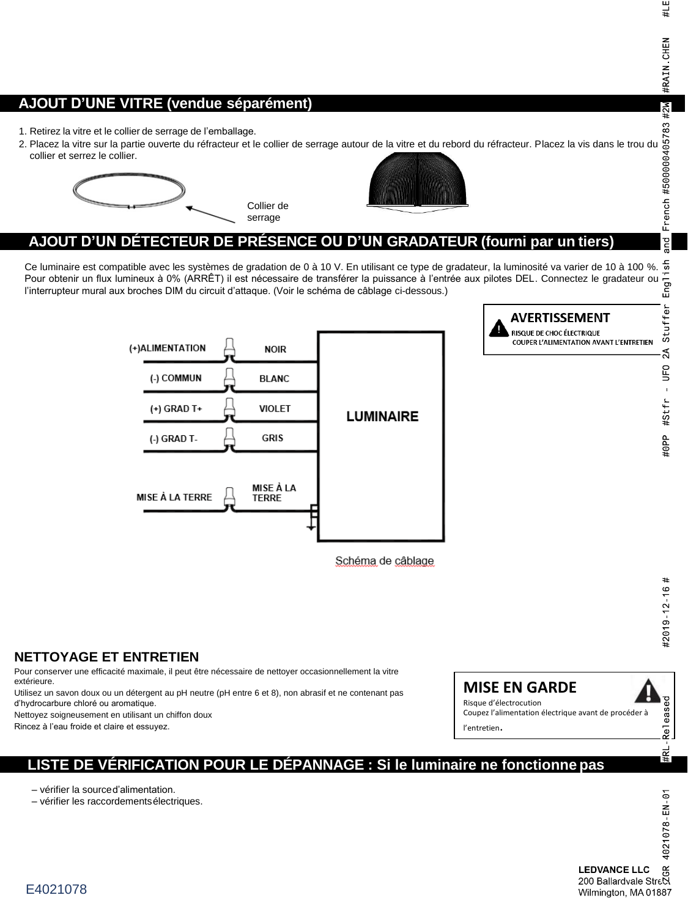## AJOUT D'UNE VITRE (vendue séparément)

1. Retirez la vitre et le collier de serrage de l'emballage.
2. Placez la vitre sur la partie ouverte du réfracteur et le collier de serrage autour de la vitre et du rebord du réfracteur. Placez la vis dans le trou du collier et serrez le collier.

Collier de serrage

## AJOUT D'UN DÉTECTEUR DE PRÉSENCE OU D'UN GRADATEUR (fourni par un tiers)

Ce luminaire est compatible avec les systèmes de gradation de 0 à 10 V. En utilisant ce type de gradateur, la luminosité va varier de 10 à 100 %. Pour obtenir un flux lumineux à 0% (ARRÊT) il est nécessaire de transférer la puissance à l'entrée aux pilotes DEL. Connectez le gradateur ou l'interrupteur mural aux broches DIM du circuit d'attaque. (Voir le schéma de câblage ci-dessous.)

**AVERTISSEMENT**
RISQUE DE CHOC ÉLECTRIQUE
COUPER L'ALIMENTATION AVANT L'ENTRETIEN

(+)ALIMENTATION — NOIR
(-) COMMUN — BLANC
(+) GRAD T+ — VIOLET
(-) GRAD T- — GRIS
MISE À LA TERRE — MISE À LA TERRE
LUMINAIRE

Schéma de câblage

### NETTOYAGE ET ENTRETIEN

Pour conserver une efficacité maximale, il peut être nécessaire de nettoyer occasionnellement la vitre extérieure.
Utilisez un savon doux ou un détergent au pH neutre (pH entre 6 et 8), non abrasif et ne contenant pas d'hydrocarbure chloré ou aromatique.
Nettoyez soigneusement en utilisant un chiffon doux
Rincez à l'eau froide et claire et essuyez.

**MISE EN GARDE**
Risque d'électrocution
Coupez l'alimentation électrique avant de procéder à l'entretien.

## LISTE DE VÉRIFICATION POUR LE DÉPANNAGE : Si le luminaire ne fonctionne pas

– vérifier la source d'alimentation.
– vérifier les raccordements électriques.

E4021078

**LEDVANCE LLC**
200 Ballardvale Street
Wilmington, MA 01887